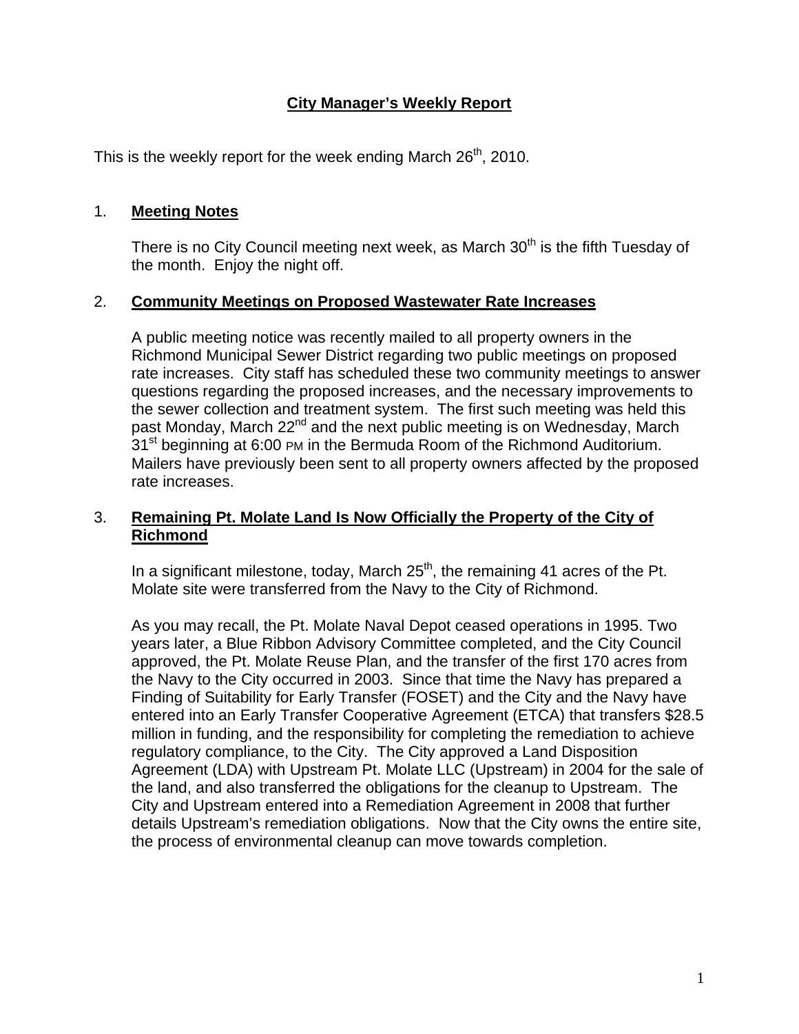# City Manager's Weekly Report

This is the weekly report for the week ending March 26th, 2010.

## 1. Meeting Notes

There is no City Council meeting next week, as March 30th is the fifth Tuesday of the month. Enjoy the night off.

## 2. Community Meetings on Proposed Wastewater Rate Increases

A public meeting notice was recently mailed to all property owners in the Richmond Municipal Sewer District regarding two public meetings on proposed rate increases. City staff has scheduled these two community meetings to answer questions regarding the proposed increases, and the necessary improvements to the sewer collection and treatment system. The first such meeting was held this past Monday, March 22nd and the next public meeting is on Wednesday, March 31st beginning at 6:00 PM in the Bermuda Room of the Richmond Auditorium. Mailers have previously been sent to all property owners affected by the proposed rate increases.

## 3. Remaining Pt. Molate Land Is Now Officially the Property of the City of Richmond

In a significant milestone, today, March 25th, the remaining 41 acres of the Pt. Molate site were transferred from the Navy to the City of Richmond.

As you may recall, the Pt. Molate Naval Depot ceased operations in 1995. Two years later, a Blue Ribbon Advisory Committee completed, and the City Council approved, the Pt. Molate Reuse Plan, and the transfer of the first 170 acres from the Navy to the City occurred in 2003. Since that time the Navy has prepared a Finding of Suitability for Early Transfer (FOSET) and the City and the Navy have entered into an Early Transfer Cooperative Agreement (ETCA) that transfers $28.5 million in funding, and the responsibility for completing the remediation to achieve regulatory compliance, to the City. The City approved a Land Disposition Agreement (LDA) with Upstream Pt. Molate LLC (Upstream) in 2004 for the sale of the land, and also transferred the obligations for the cleanup to Upstream. The City and Upstream entered into a Remediation Agreement in 2008 that further details Upstream's remediation obligations. Now that the City owns the entire site, the process of environmental cleanup can move towards completion.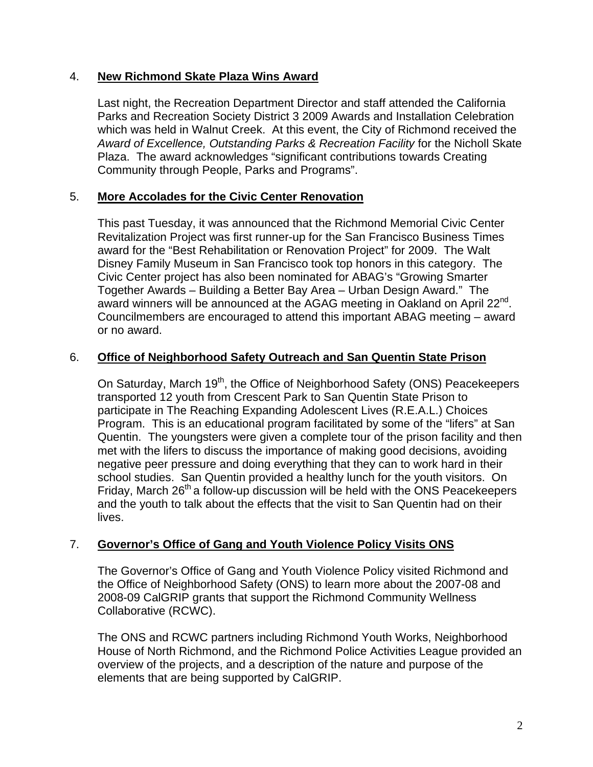4. **New Richmond Skate Plaza Wins Award**

   Last night, the Recreation Department Director and staff attended the California Parks and Recreation Society District 3 2009 Awards and Installation Celebration which was held in Walnut Creek. At this event, the City of Richmond received the *Award of Excellence, Outstanding Parks & Recreation Facility* for the Nicholl Skate Plaza. The award acknowledges "significant contributions towards Creating Community through People, Parks and Programs".

5. **More Accolades for the Civic Center Renovation**

   This past Tuesday, it was announced that the Richmond Memorial Civic Center Revitalization Project was first runner-up for the San Francisco Business Times award for the "Best Rehabilitation or Renovation Project" for 2009. The Walt Disney Family Museum in San Francisco took top honors in this category. The Civic Center project has also been nominated for ABAG's "Growing Smarter Together Awards – Building a Better Bay Area – Urban Design Award." The award winners will be announced at the AGAG meeting in Oakland on April 22nd. Councilmembers are encouraged to attend this important ABAG meeting – award or no award.

6. **Office of Neighborhood Safety Outreach and San Quentin State Prison**

   On Saturday, March 19th, the Office of Neighborhood Safety (ONS) Peacekeepers transported 12 youth from Crescent Park to San Quentin State Prison to participate in The Reaching Expanding Adolescent Lives (R.E.A.L.) Choices Program. This is an educational program facilitated by some of the "lifers" at San Quentin. The youngsters were given a complete tour of the prison facility and then met with the lifers to discuss the importance of making good decisions, avoiding negative peer pressure and doing everything that they can to work hard in their school studies. San Quentin provided a healthy lunch for the youth visitors. On Friday, March 26th a follow-up discussion will be held with the ONS Peacekeepers and the youth to talk about the effects that the visit to San Quentin had on their lives.

7. **Governor's Office of Gang and Youth Violence Policy Visits ONS**

   The Governor's Office of Gang and Youth Violence Policy visited Richmond and the Office of Neighborhood Safety (ONS) to learn more about the 2007-08 and 2008-09 CalGRIP grants that support the Richmond Community Wellness Collaborative (RCWC).

   The ONS and RCWC partners including Richmond Youth Works, Neighborhood House of North Richmond, and the Richmond Police Activities League provided an overview of the projects, and a description of the nature and purpose of the elements that are being supported by CalGRIP.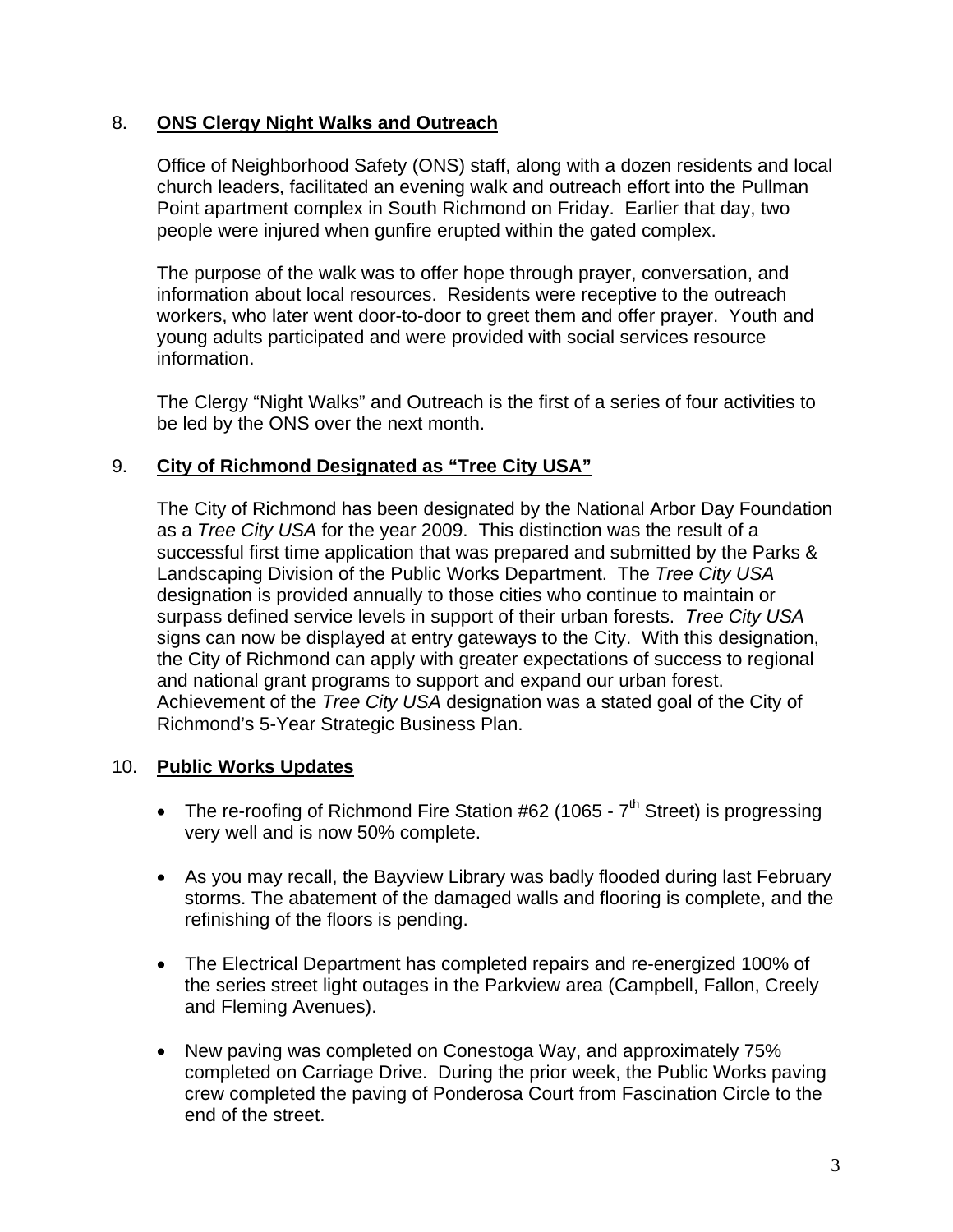8. **ONS Clergy Night Walks and Outreach**

   Office of Neighborhood Safety (ONS) staff, along with a dozen residents and local church leaders, facilitated an evening walk and outreach effort into the Pullman Point apartment complex in South Richmond on Friday. Earlier that day, two people were injured when gunfire erupted within the gated complex.

   The purpose of the walk was to offer hope through prayer, conversation, and information about local resources. Residents were receptive to the outreach workers, who later went door-to-door to greet them and offer prayer. Youth and young adults participated and were provided with social services resource information.

   The Clergy "Night Walks" and Outreach is the first of a series of four activities to be led by the ONS over the next month.

9. **City of Richmond Designated as "Tree City USA"**

   The City of Richmond has been designated by the National Arbor Day Foundation as a *Tree City USA* for the year 2009. This distinction was the result of a successful first time application that was prepared and submitted by the Parks & Landscaping Division of the Public Works Department. The *Tree City USA* designation is provided annually to those cities who continue to maintain or surpass defined service levels in support of their urban forests. *Tree City USA* signs can now be displayed at entry gateways to the City. With this designation, the City of Richmond can apply with greater expectations of success to regional and national grant programs to support and expand our urban forest. Achievement of the *Tree City USA* designation was a stated goal of the City of Richmond's 5-Year Strategic Business Plan.

10. **Public Works Updates**

   - The re-roofing of Richmond Fire Station #62 (1065 - 7th Street) is progressing very well and is now 50% complete.
   - As you may recall, the Bayview Library was badly flooded during last February storms. The abatement of the damaged walls and flooring is complete, and the refinishing of the floors is pending.
   - The Electrical Department has completed repairs and re-energized 100% of the series street light outages in the Parkview area (Campbell, Fallon, Creely and Fleming Avenues).
   - New paving was completed on Conestoga Way, and approximately 75% completed on Carriage Drive. During the prior week, the Public Works paving crew completed the paving of Ponderosa Court from Fascination Circle to the end of the street.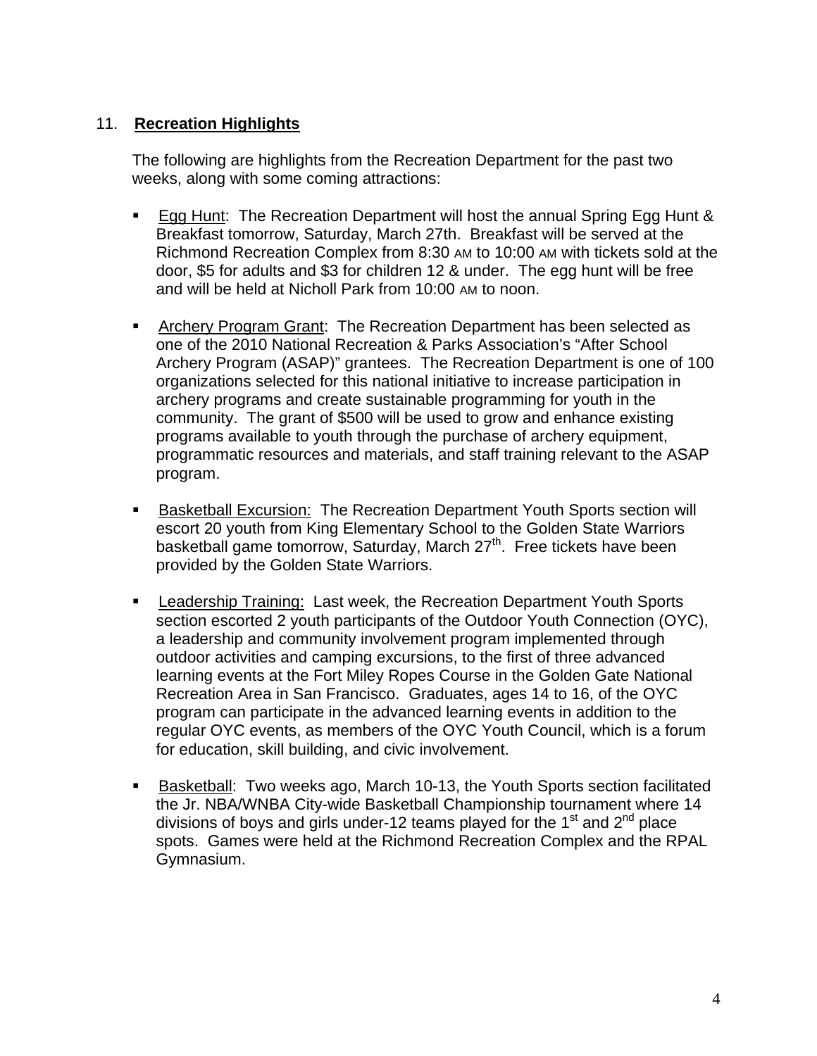11. **<u>Recreation Highlights</u>**

The following are highlights from the Recreation Department for the past two weeks, along with some coming attractions:

- <u>Egg Hunt</u>: The Recreation Department will host the annual Spring Egg Hunt & Breakfast tomorrow, Saturday, March 27th. Breakfast will be served at the Richmond Recreation Complex from 8:30 AM to 10:00 AM with tickets sold at the door, $5 for adults and $3 for children 12 & under. The egg hunt will be free and will be held at Nicholl Park from 10:00 AM to noon.

- <u>Archery Program Grant</u>: The Recreation Department has been selected as one of the 2010 National Recreation & Parks Association's "After School Archery Program (ASAP)" grantees. The Recreation Department is one of 100 organizations selected for this national initiative to increase participation in archery programs and create sustainable programming for youth in the community. The grant of $500 will be used to grow and enhance existing programs available to youth through the purchase of archery equipment, programmatic resources and materials, and staff training relevant to the ASAP program.

- <u>Basketball Excursion:</u> The Recreation Department Youth Sports section will escort 20 youth from King Elementary School to the Golden State Warriors basketball game tomorrow, Saturday, March 27th. Free tickets have been provided by the Golden State Warriors.

- <u>Leadership Training:</u> Last week, the Recreation Department Youth Sports section escorted 2 youth participants of the Outdoor Youth Connection (OYC), a leadership and community involvement program implemented through outdoor activities and camping excursions, to the first of three advanced learning events at the Fort Miley Ropes Course in the Golden Gate National Recreation Area in San Francisco. Graduates, ages 14 to 16, of the OYC program can participate in the advanced learning events in addition to the regular OYC events, as members of the OYC Youth Council, which is a forum for education, skill building, and civic involvement.

- <u>Basketball</u>: Two weeks ago, March 10-13, the Youth Sports section facilitated the Jr. NBA/WNBA City-wide Basketball Championship tournament where 14 divisions of boys and girls under-12 teams played for the 1st and 2nd place spots. Games were held at the Richmond Recreation Complex and the RPAL Gymnasium.